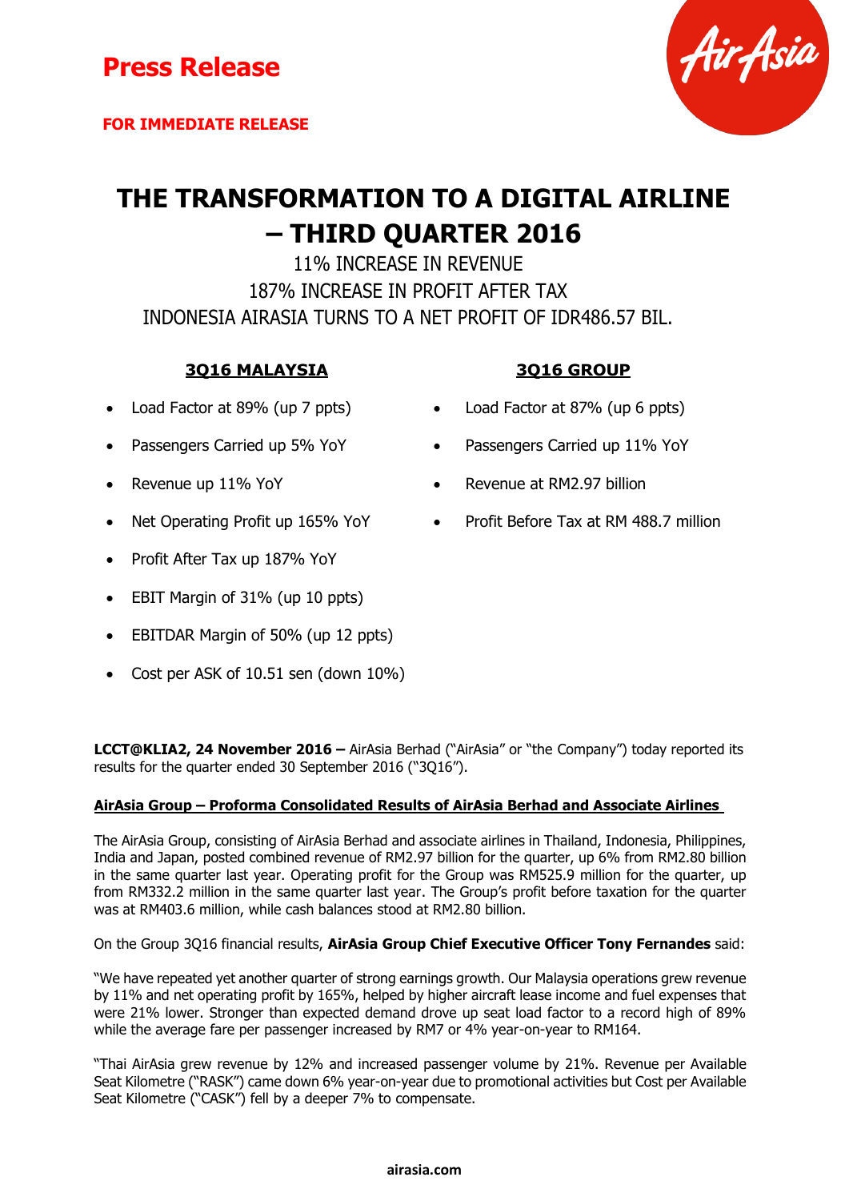# Press Release

**FOR IMMEDIATE RELEASE**

# THE TRANSFORMATION TO A DIGITAL AIRLINE – THIRD QUARTER 2016

11% INCREASE IN REVENUE

187% INCREASE IN PROFIT AFTER TAX

INDONESIA AIRASIA TURNS TO A NET PROFIT OF IDR486.57 BIL.

## 3Q16 MALAYSIA

- Load Factor at 89% (up 7 ppts)
- Passengers Carried up 5% YoY
- Revenue up 11% YoY
- Net Operating Profit up 165% YoY
- Profit After Tax up 187% YoY
- EBIT Margin of 31% (up 10 ppts)
- EBITDAR Margin of 50% (up 12 ppts)
- Cost per ASK of 10.51 sen (down 10%)

## 3Q16 GROUP

- Load Factor at 87% (up 6 ppts)
- Passengers Carried up 11% YoY
- Revenue at RM2.97 billion
- Profit Before Tax at RM 488.7 million

**LCCT@KLIA2, 24 November 2016 –** AirAsia Berhad ("AirAsia" or "the Company") today reported its results for the quarter ended 30 September 2016 ("3Q16").

**AirAsia Group – Proforma Consolidated Results of AirAsia Berhad and Associate Airlines**

The AirAsia Group, consisting of AirAsia Berhad and associate airlines in Thailand, Indonesia, Philippines, India and Japan, posted combined revenue of RM2.97 billion for the quarter, up 6% from RM2.80 billion in the same quarter last year. Operating profit for the Group was RM525.9 million for the quarter, up from RM332.2 million in the same quarter last year. The Group's profit before taxation for the quarter was at RM403.6 million, while cash balances stood at RM2.80 billion.

On the Group 3Q16 financial results, **AirAsia Group Chief Executive Officer Tony Fernandes** said:

"We have repeated yet another quarter of strong earnings growth. Our Malaysia operations grew revenue by 11% and net operating profit by 165%, helped by higher aircraft lease income and fuel expenses that were 21% lower. Stronger than expected demand drove up seat load factor to a record high of 89% while the average fare per passenger increased by RM7 or 4% year-on-year to RM164.

"Thai AirAsia grew revenue by 12% and increased passenger volume by 21%. Revenue per Available Seat Kilometre ("RASK") came down 6% year-on-year due to promotional activities but Cost per Available Seat Kilometre ("CASK") fell by a deeper 7% to compensate.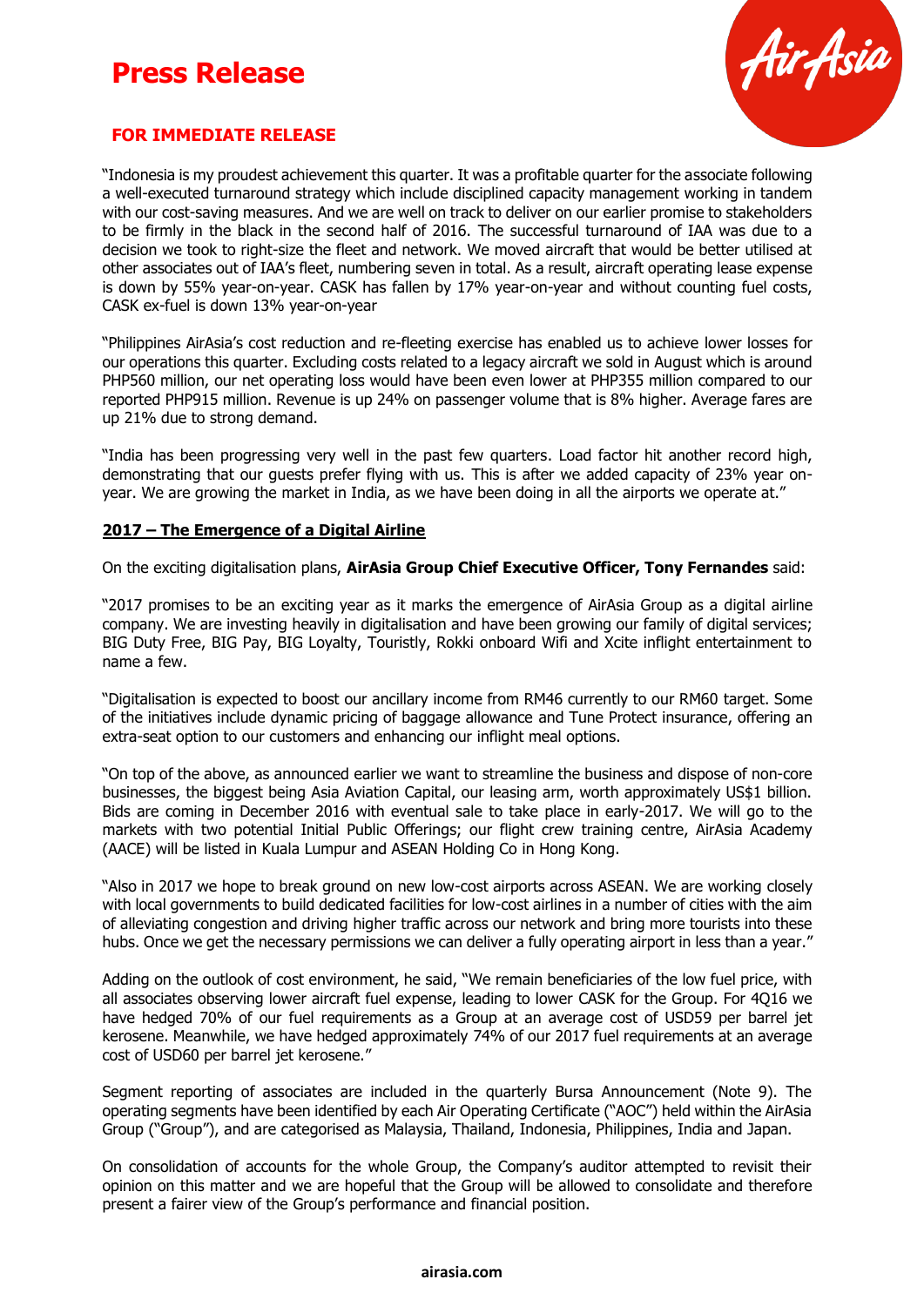# Press Release

**FOR IMMEDIATE RELEASE**

"Indonesia is my proudest achievement this quarter. It was a profitable quarter for the associate following a well-executed turnaround strategy which include disciplined capacity management working in tandem with our cost-saving measures. And we are well on track to deliver on our earlier promise to stakeholders to be firmly in the black in the second half of 2016. The successful turnaround of IAA was due to a decision we took to right-size the fleet and network. We moved aircraft that would be better utilised at other associates out of IAA's fleet, numbering seven in total. As a result, aircraft operating lease expense is down by 55% year-on-year. CASK has fallen by 17% year-on-year and without counting fuel costs, CASK ex-fuel is down 13% year-on-year

"Philippines AirAsia's cost reduction and re-fleeting exercise has enabled us to achieve lower losses for our operations this quarter. Excluding costs related to a legacy aircraft we sold in August which is around PHP560 million, our net operating loss would have been even lower at PHP355 million compared to our reported PHP915 million. Revenue is up 24% on passenger volume that is 8% higher. Average fares are up 21% due to strong demand.

"India has been progressing very well in the past few quarters. Load factor hit another record high, demonstrating that our guests prefer flying with us. This is after we added capacity of 23% year on-year. We are growing the market in India, as we have been doing in all the airports we operate at."

## 2017 – The Emergence of a Digital Airline

On the exciting digitalisation plans, **AirAsia Group Chief Executive Officer, Tony Fernandes** said:

"2017 promises to be an exciting year as it marks the emergence of AirAsia Group as a digital airline company. We are investing heavily in digitalisation and have been growing our family of digital services; BIG Duty Free, BIG Pay, BIG Loyalty, Touristly, Rokki onboard Wifi and Xcite inflight entertainment to name a few.

"Digitalisation is expected to boost our ancillary income from RM46 currently to our RM60 target. Some of the initiatives include dynamic pricing of baggage allowance and Tune Protect insurance, offering an extra-seat option to our customers and enhancing our inflight meal options.

"On top of the above, as announced earlier we want to streamline the business and dispose of non-core businesses, the biggest being Asia Aviation Capital, our leasing arm, worth approximately US$1 billion. Bids are coming in December 2016 with eventual sale to take place in early-2017. We will go to the markets with two potential Initial Public Offerings; our flight crew training centre, AirAsia Academy (AACE) will be listed in Kuala Lumpur and ASEAN Holding Co in Hong Kong.

"Also in 2017 we hope to break ground on new low-cost airports across ASEAN. We are working closely with local governments to build dedicated facilities for low-cost airlines in a number of cities with the aim of alleviating congestion and driving higher traffic across our network and bring more tourists into these hubs. Once we get the necessary permissions we can deliver a fully operating airport in less than a year."

Adding on the outlook of cost environment, he said, "We remain beneficiaries of the low fuel price, with all associates observing lower aircraft fuel expense, leading to lower CASK for the Group. For 4Q16 we have hedged 70% of our fuel requirements as a Group at an average cost of USD59 per barrel jet kerosene. Meanwhile, we have hedged approximately 74% of our 2017 fuel requirements at an average cost of USD60 per barrel jet kerosene."

Segment reporting of associates are included in the quarterly Bursa Announcement (Note 9). The operating segments have been identified by each Air Operating Certificate ("AOC") held within the AirAsia Group ("Group"), and are categorised as Malaysia, Thailand, Indonesia, Philippines, India and Japan.

On consolidation of accounts for the whole Group, the Company's auditor attempted to revisit their opinion on this matter and we are hopeful that the Group will be allowed to consolidate and therefore present a fairer view of the Group's performance and financial position.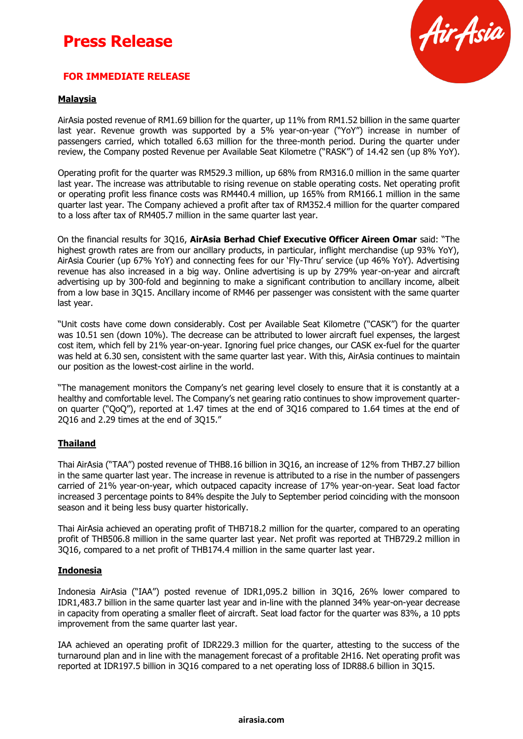# Press Release

**FOR IMMEDIATE RELEASE**

**Malaysia**

AirAsia posted revenue of RM1.69 billion for the quarter, up 11% from RM1.52 billion in the same quarter last year. Revenue growth was supported by a 5% year-on-year ("YoY") increase in number of passengers carried, which totalled 6.63 million for the three-month period. During the quarter under review, the Company posted Revenue per Available Seat Kilometre ("RASK") of 14.42 sen (up 8% YoY).

Operating profit for the quarter was RM529.3 million, up 68% from RM316.0 million in the same quarter last year. The increase was attributable to rising revenue on stable operating costs. Net operating profit or operating profit less finance costs was RM440.4 million, up 165% from RM166.1 million in the same quarter last year. The Company achieved a profit after tax of RM352.4 million for the quarter compared to a loss after tax of RM405.7 million in the same quarter last year.

On the financial results for 3Q16, **AirAsia Berhad Chief Executive Officer Aireen Omar** said: "The highest growth rates are from our ancillary products, in particular, inflight merchandise (up 93% YoY), AirAsia Courier (up 67% YoY) and connecting fees for our 'Fly-Thru' service (up 46% YoY). Advertising revenue has also increased in a big way. Online advertising is up by 279% year-on-year and aircraft advertising up by 300-fold and beginning to make a significant contribution to ancillary income, albeit from a low base in 3Q15. Ancillary income of RM46 per passenger was consistent with the same quarter last year.

"Unit costs have come down considerably. Cost per Available Seat Kilometre ("CASK") for the quarter was 10.51 sen (down 10%). The decrease can be attributed to lower aircraft fuel expenses, the largest cost item, which fell by 21% year-on-year. Ignoring fuel price changes, our CASK ex-fuel for the quarter was held at 6.30 sen, consistent with the same quarter last year. With this, AirAsia continues to maintain our position as the lowest-cost airline in the world.

"The management monitors the Company's net gearing level closely to ensure that it is constantly at a healthy and comfortable level. The Company's net gearing ratio continues to show improvement quarter-on quarter ("QoQ"), reported at 1.47 times at the end of 3Q16 compared to 1.64 times at the end of 2Q16 and 2.29 times at the end of 3Q15."

**Thailand**

Thai AirAsia ("TAA") posted revenue of THB8.16 billion in 3Q16, an increase of 12% from THB7.27 billion in the same quarter last year. The increase in revenue is attributed to a rise in the number of passengers carried of 21% year-on-year, which outpaced capacity increase of 17% year-on-year. Seat load factor increased 3 percentage points to 84% despite the July to September period coinciding with the monsoon season and it being less busy quarter historically.

Thai AirAsia achieved an operating profit of THB718.2 million for the quarter, compared to an operating profit of THB506.8 million in the same quarter last year. Net profit was reported at THB729.2 million in 3Q16, compared to a net profit of THB174.4 million in the same quarter last year.

**Indonesia**

Indonesia AirAsia ("IAA") posted revenue of IDR1,095.2 billion in 3Q16, 26% lower compared to IDR1,483.7 billion in the same quarter last year and in-line with the planned 34% year-on-year decrease in capacity from operating a smaller fleet of aircraft. Seat load factor for the quarter was 83%, a 10 ppts improvement from the same quarter last year.

IAA achieved an operating profit of IDR229.3 million for the quarter, attesting to the success of the turnaround plan and in line with the management forecast of a profitable 2H16. Net operating profit was reported at IDR197.5 billion in 3Q16 compared to a net operating loss of IDR88.6 billion in 3Q15.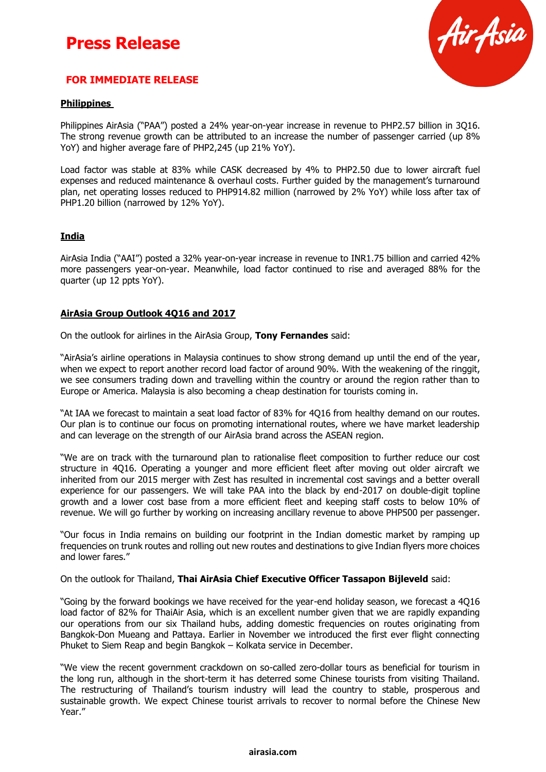# Press Release

**FOR IMMEDIATE RELEASE**

**Philippines**

Philippines AirAsia ("PAA") posted a 24% year-on-year increase in revenue to PHP2.57 billion in 3Q16. The strong revenue growth can be attributed to an increase the number of passenger carried (up 8% YoY) and higher average fare of PHP2,245 (up 21% YoY).

Load factor was stable at 83% while CASK decreased by 4% to PHP2.50 due to lower aircraft fuel expenses and reduced maintenance & overhaul costs. Further guided by the management's turnaround plan, net operating losses reduced to PHP914.82 million (narrowed by 2% YoY) while loss after tax of PHP1.20 billion (narrowed by 12% YoY).

**India**

AirAsia India ("AAI") posted a 32% year-on-year increase in revenue to INR1.75 billion and carried 42% more passengers year-on-year. Meanwhile, load factor continued to rise and averaged 88% for the quarter (up 12 ppts YoY).

**AirAsia Group Outlook 4Q16 and 2017**

On the outlook for airlines in the AirAsia Group, **Tony Fernandes** said:

"AirAsia's airline operations in Malaysia continues to show strong demand up until the end of the year, when we expect to report another record load factor of around 90%. With the weakening of the ringgit, we see consumers trading down and travelling within the country or around the region rather than to Europe or America. Malaysia is also becoming a cheap destination for tourists coming in.

"At IAA we forecast to maintain a seat load factor of 83% for 4Q16 from healthy demand on our routes. Our plan is to continue our focus on promoting international routes, where we have market leadership and can leverage on the strength of our AirAsia brand across the ASEAN region.

"We are on track with the turnaround plan to rationalise fleet composition to further reduce our cost structure in 4Q16. Operating a younger and more efficient fleet after moving out older aircraft we inherited from our 2015 merger with Zest has resulted in incremental cost savings and a better overall experience for our passengers. We will take PAA into the black by end-2017 on double-digit topline growth and a lower cost base from a more efficient fleet and keeping staff costs to below 10% of revenue. We will go further by working on increasing ancillary revenue to above PHP500 per passenger.

"Our focus in India remains on building our footprint in the Indian domestic market by ramping up frequencies on trunk routes and rolling out new routes and destinations to give Indian flyers more choices and lower fares."

On the outlook for Thailand, **Thai AirAsia Chief Executive Officer Tassapon Bijleveld** said:

"Going by the forward bookings we have received for the year-end holiday season, we forecast a 4Q16 load factor of 82% for ThaiAir Asia, which is an excellent number given that we are rapidly expanding our operations from our six Thailand hubs, adding domestic frequencies on routes originating from Bangkok-Don Mueang and Pattaya. Earlier in November we introduced the first ever flight connecting Phuket to Siem Reap and begin Bangkok – Kolkata service in December.

"We view the recent government crackdown on so-called zero-dollar tours as beneficial for tourism in the long run, although in the short-term it has deterred some Chinese tourists from visiting Thailand. The restructuring of Thailand's tourism industry will lead the country to stable, prosperous and sustainable growth. We expect Chinese tourist arrivals to recover to normal before the Chinese New Year."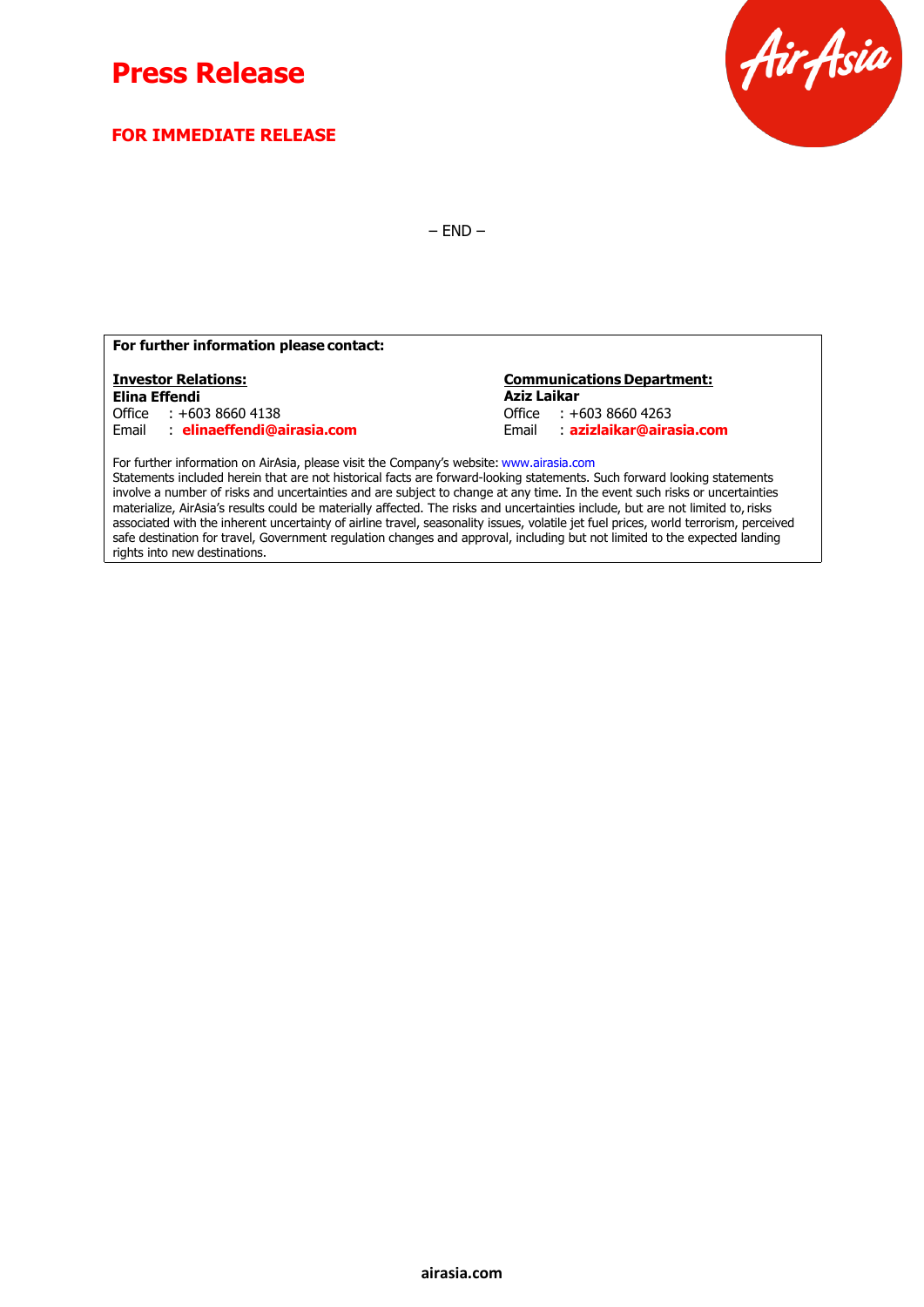# Press Release

**FOR IMMEDIATE RELEASE**

– END –

**For further information please contact:**

**Investor Relations:**
**Elina Effendi**
Office : +603 8660 4138
Email : **elinaeffendi@airasia.com**

**Communications Department:**
**Aziz Laikar**
Office : +603 8660 4263
Email : **azizlaikar@airasia.com**

For further information on AirAsia, please visit the Company's website: www.airasia.com
Statements included herein that are not historical facts are forward-looking statements. Such forward looking statements involve a number of risks and uncertainties and are subject to change at any time. In the event such risks or uncertainties materialize, AirAsia's results could be materially affected. The risks and uncertainties include, but are not limited to, risks associated with the inherent uncertainty of airline travel, seasonality issues, volatile jet fuel prices, world terrorism, perceived safe destination for travel, Government regulation changes and approval, including but not limited to the expected landing rights into new destinations.